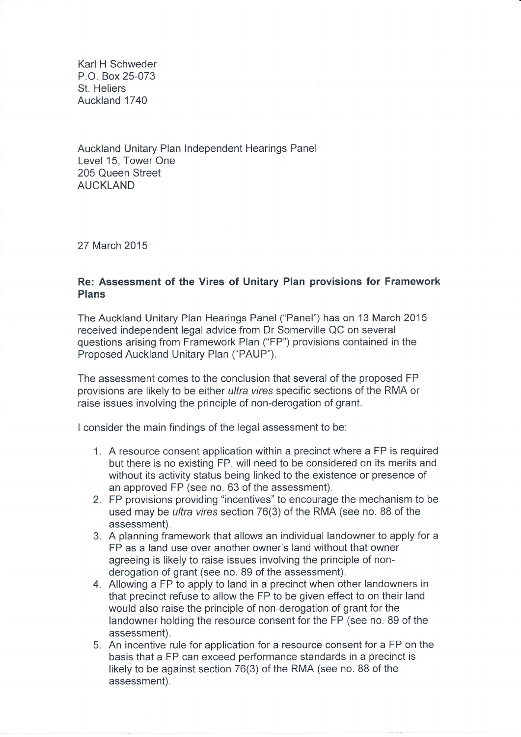Karl H Schweder
P.O. Box 25-073
St. Heliers
Auckland 1740

Auckland Unitary Plan Independent Hearings Panel
Level 15, Tower One
205 Queen Street
AUCKLAND

27 March 2015

**Re: Assessment of the Vires of Unitary Plan provisions for Framework Plans**

The Auckland Unitary Plan Hearings Panel ("Panel") has on 13 March 2015 received independent legal advice from Dr Somerville QC on several questions arising from Framework Plan ("FP") provisions contained in the Proposed Auckland Unitary Plan ("PAUP").

The assessment comes to the conclusion that several of the proposed FP provisions are likely to be either *ultra vires* specific sections of the RMA or raise issues involving the principle of non-derogation of grant.

I consider the main findings of the legal assessment to be:

1. A resource consent application within a precinct where a FP is required but there is no existing FP, will need to be considered on its merits and without its activity status being linked to the existence or presence of an approved FP (see no. 63 of the assessment).
2. FP provisions providing "incentives" to encourage the mechanism to be used may be *ultra vires* section 76(3) of the RMA (see no. 88 of the assessment).
3. A planning framework that allows an individual landowner to apply for a FP as a land use over another owner's land without that owner agreeing is likely to raise issues involving the principle of non-derogation of grant (see no. 89 of the assessment).
4. Allowing a FP to apply to land in a precinct when other landowners in that precinct refuse to allow the FP to be given effect to on their land would also raise the principle of non-derogation of grant for the landowner holding the resource consent for the FP (see no. 89 of the assessment).
5. An incentive rule for application for a resource consent for a FP on the basis that a FP can exceed performance standards in a precinct is likely to be against section 76(3) of the RMA (see no. 88 of the assessment).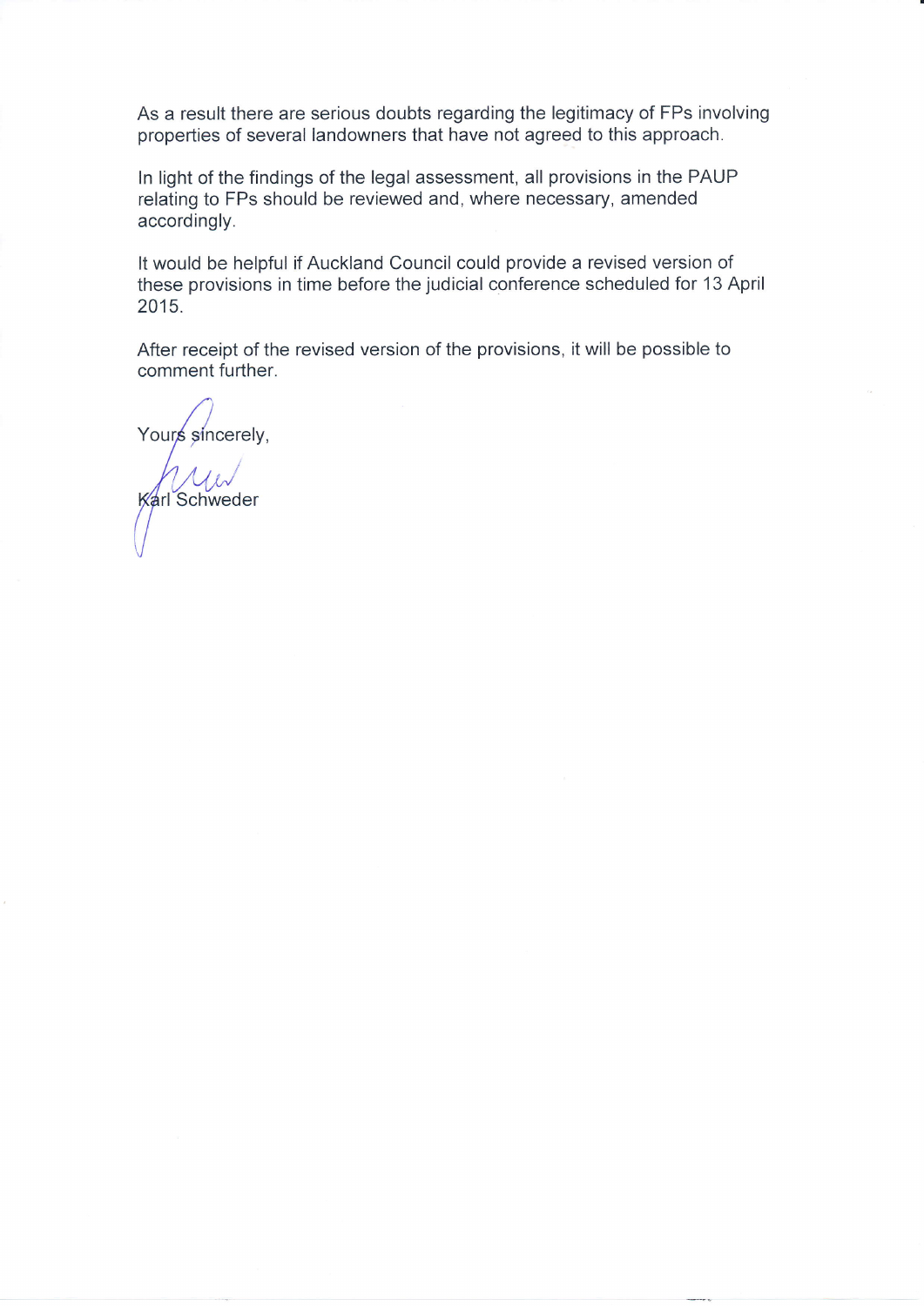As a result there are serious doubts regarding the legitimacy of FPs involving properties of several landowners that have not agreed to this approach.

In light of the findings of the legal assessment, all provisions in the PAUP relating to FPs should be reviewed and, where necessary, amended accordingly.

It would be helpful if Auckland Council could provide a revised version of these provisions in time before the judicial conference scheduled for 13 April 2015.

After receipt of the revised version of the provisions, it will be possible to comment further.

Yours sincerely,

Karl Schweder